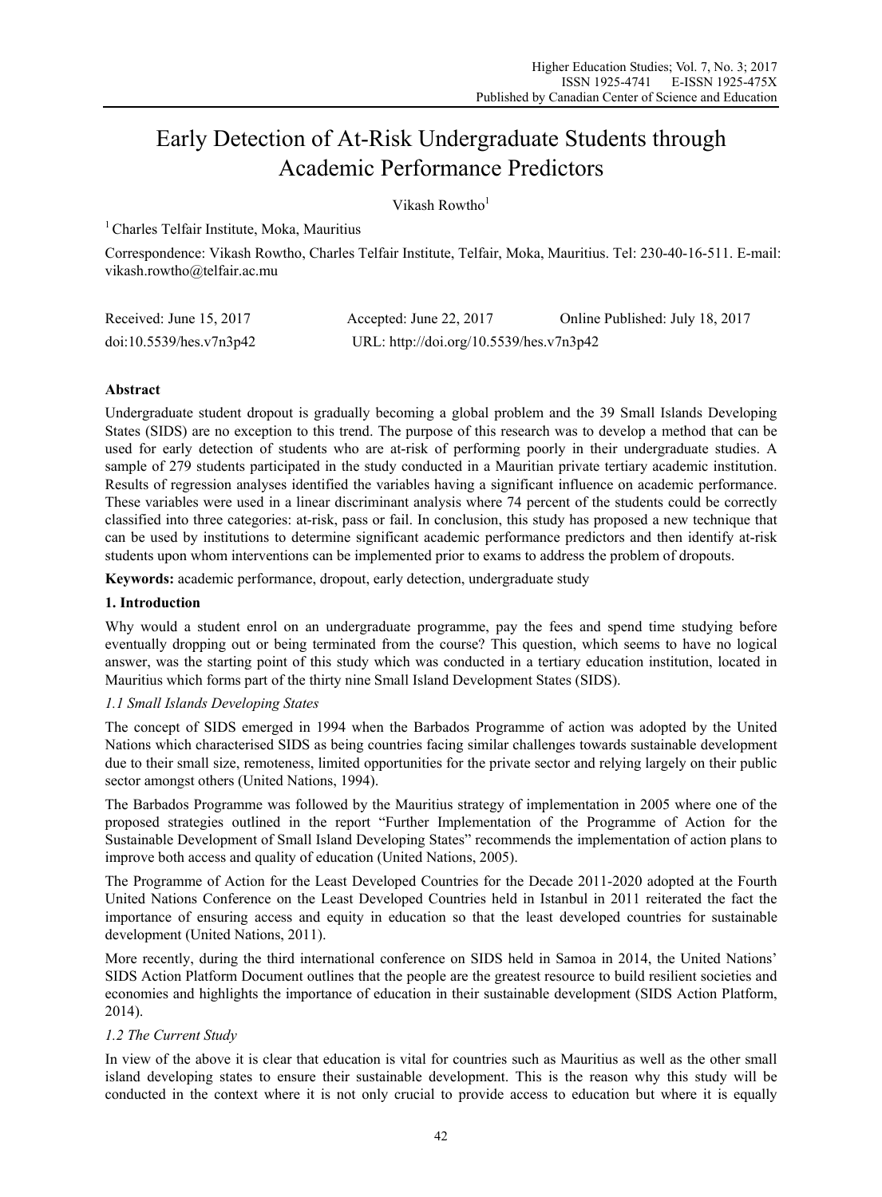# Early Detection of At-Risk Undergraduate Students through Academic Performance Predictors

Vikash Rowtho[1]

[1] Charles Telfair Institute, Moka, Mauritius

Correspondence: Vikash Rowtho, Charles Telfair Institute, Telfair, Moka, Mauritius. Tel: 230-40-16-511. E-mail: vikash.rowtho@telfair.ac.mu

Received: June 15, 2017 Accepted: June 22, 2017 Online Published: July 18, 2017

doi:10.5539/hes.v7n3p42 URL: http://doi.org/10.5539/hes.v7n3p42

## Abstract

Undergraduate student dropout is gradually becoming a global problem and the 39 Small Islands Developing States (SIDS) are no exception to this trend. The purpose of this research was to develop a method that can be used for early detection of students who are at-risk of performing poorly in their undergraduate studies. A sample of 279 students participated in the study conducted in a Mauritian private tertiary academic institution. Results of regression analyses identified the variables having a significant influence on academic performance. These variables were used in a linear discriminant analysis where 74 percent of the students could be correctly classified into three categories: at-risk, pass or fail. In conclusion, this study has proposed a new technique that can be used by institutions to determine significant academic performance predictors and then identify at-risk students upon whom interventions can be implemented prior to exams to address the problem of dropouts.

**Keywords:** academic performance, dropout, early detection, undergraduate study

## 1. Introduction

Why would a student enrol on an undergraduate programme, pay the fees and spend time studying before eventually dropping out or being terminated from the course? This question, which seems to have no logical answer, was the starting point of this study which was conducted in a tertiary education institution, located in Mauritius which forms part of the thirty nine Small Island Development States (SIDS).

### *1.1 Small Islands Developing States*

The concept of SIDS emerged in 1994 when the Barbados Programme of action was adopted by the United Nations which characterised SIDS as being countries facing similar challenges towards sustainable development due to their small size, remoteness, limited opportunities for the private sector and relying largely on their public sector amongst others (United Nations, 1994).

The Barbados Programme was followed by the Mauritius strategy of implementation in 2005 where one of the proposed strategies outlined in the report "Further Implementation of the Programme of Action for the Sustainable Development of Small Island Developing States" recommends the implementation of action plans to improve both access and quality of education (United Nations, 2005).

The Programme of Action for the Least Developed Countries for the Decade 2011-2020 adopted at the Fourth United Nations Conference on the Least Developed Countries held in Istanbul in 2011 reiterated the fact the importance of ensuring access and equity in education so that the least developed countries for sustainable development (United Nations, 2011).

More recently, during the third international conference on SIDS held in Samoa in 2014, the United Nations' SIDS Action Platform Document outlines that the people are the greatest resource to build resilient societies and economies and highlights the importance of education in their sustainable development (SIDS Action Platform, 2014).

### *1.2 The Current Study*

In view of the above it is clear that education is vital for countries such as Mauritius as well as the other small island developing states to ensure their sustainable development. This is the reason why this study will be conducted in the context where it is not only crucial to provide access to education but where it is equally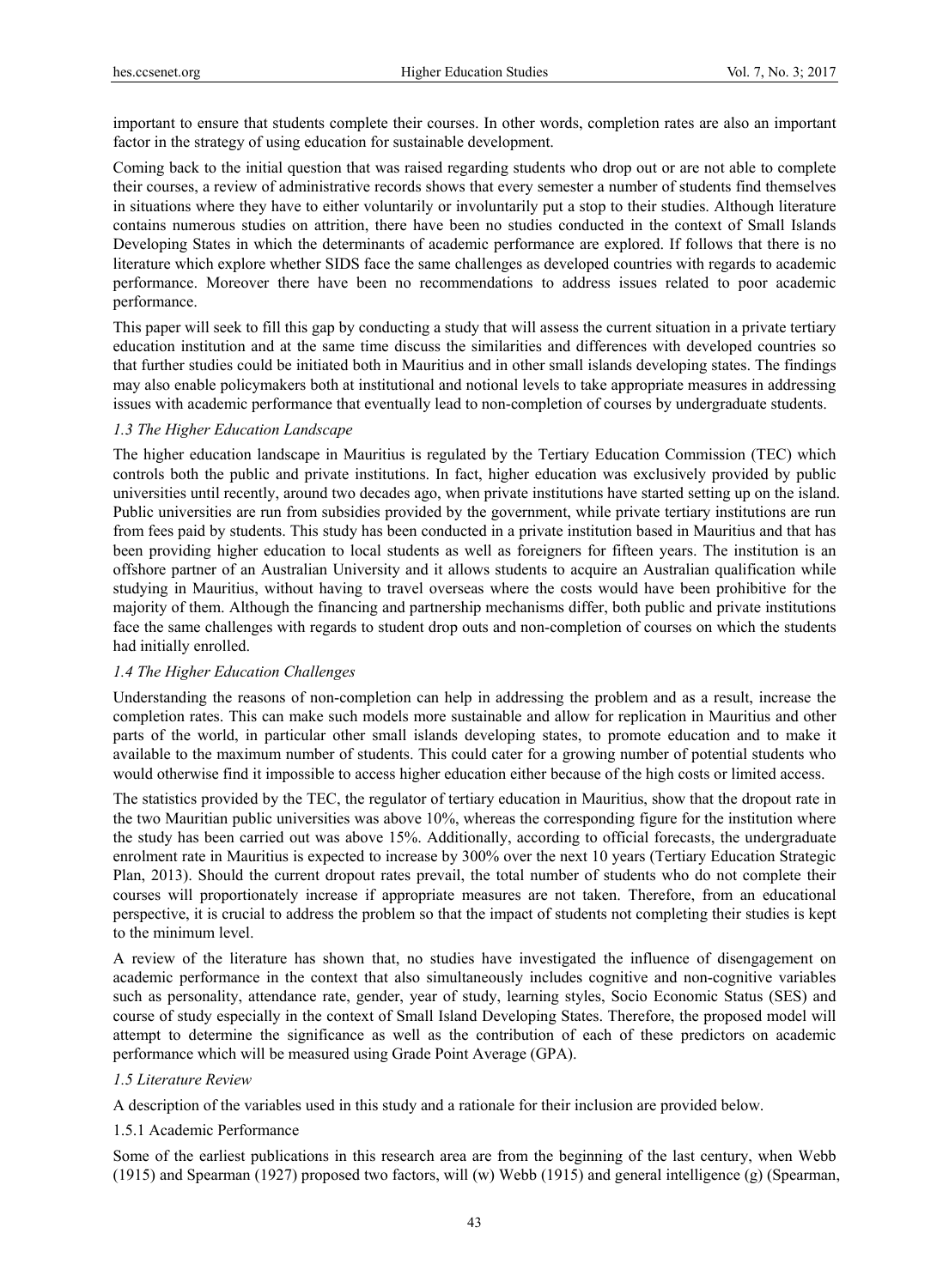important to ensure that students complete their courses. In other words, completion rates are also an important factor in the strategy of using education for sustainable development.

Coming back to the initial question that was raised regarding students who drop out or are not able to complete their courses, a review of administrative records shows that every semester a number of students find themselves in situations where they have to either voluntarily or involuntarily put a stop to their studies. Although literature contains numerous studies on attrition, there have been no studies conducted in the context of Small Islands Developing States in which the determinants of academic performance are explored. If follows that there is no literature which explore whether SIDS face the same challenges as developed countries with regards to academic performance. Moreover there have been no recommendations to address issues related to poor academic performance.

This paper will seek to fill this gap by conducting a study that will assess the current situation in a private tertiary education institution and at the same time discuss the similarities and differences with developed countries so that further studies could be initiated both in Mauritius and in other small islands developing states. The findings may also enable policymakers both at institutional and notional levels to take appropriate measures in addressing issues with academic performance that eventually lead to non-completion of courses by undergraduate students.

### *1.3 The Higher Education Landscape*

The higher education landscape in Mauritius is regulated by the Tertiary Education Commission (TEC) which controls both the public and private institutions. In fact, higher education was exclusively provided by public universities until recently, around two decades ago, when private institutions have started setting up on the island. Public universities are run from subsidies provided by the government, while private tertiary institutions are run from fees paid by students. This study has been conducted in a private institution based in Mauritius and that has been providing higher education to local students as well as foreigners for fifteen years. The institution is an offshore partner of an Australian University and it allows students to acquire an Australian qualification while studying in Mauritius, without having to travel overseas where the costs would have been prohibitive for the majority of them. Although the financing and partnership mechanisms differ, both public and private institutions face the same challenges with regards to student drop outs and non-completion of courses on which the students had initially enrolled.

### *1.4 The Higher Education Challenges*

Understanding the reasons of non-completion can help in addressing the problem and as a result, increase the completion rates. This can make such models more sustainable and allow for replication in Mauritius and other parts of the world, in particular other small islands developing states, to promote education and to make it available to the maximum number of students. This could cater for a growing number of potential students who would otherwise find it impossible to access higher education either because of the high costs or limited access.

The statistics provided by the TEC, the regulator of tertiary education in Mauritius, show that the dropout rate in the two Mauritian public universities was above 10%, whereas the corresponding figure for the institution where the study has been carried out was above 15%. Additionally, according to official forecasts, the undergraduate enrolment rate in Mauritius is expected to increase by 300% over the next 10 years (Tertiary Education Strategic Plan, 2013). Should the current dropout rates prevail, the total number of students who do not complete their courses will proportionately increase if appropriate measures are not taken. Therefore, from an educational perspective, it is crucial to address the problem so that the impact of students not completing their studies is kept to the minimum level.

A review of the literature has shown that, no studies have investigated the influence of disengagement on academic performance in the context that also simultaneously includes cognitive and non-cognitive variables such as personality, attendance rate, gender, year of study, learning styles, Socio Economic Status (SES) and course of study especially in the context of Small Island Developing States. Therefore, the proposed model will attempt to determine the significance as well as the contribution of each of these predictors on academic performance which will be measured using Grade Point Average (GPA).

### *1.5 Literature Review*

A description of the variables used in this study and a rationale for their inclusion are provided below.

#### 1.5.1 Academic Performance

Some of the earliest publications in this research area are from the beginning of the last century, when Webb (1915) and Spearman (1927) proposed two factors, will (w) Webb (1915) and general intelligence (g) (Spearman,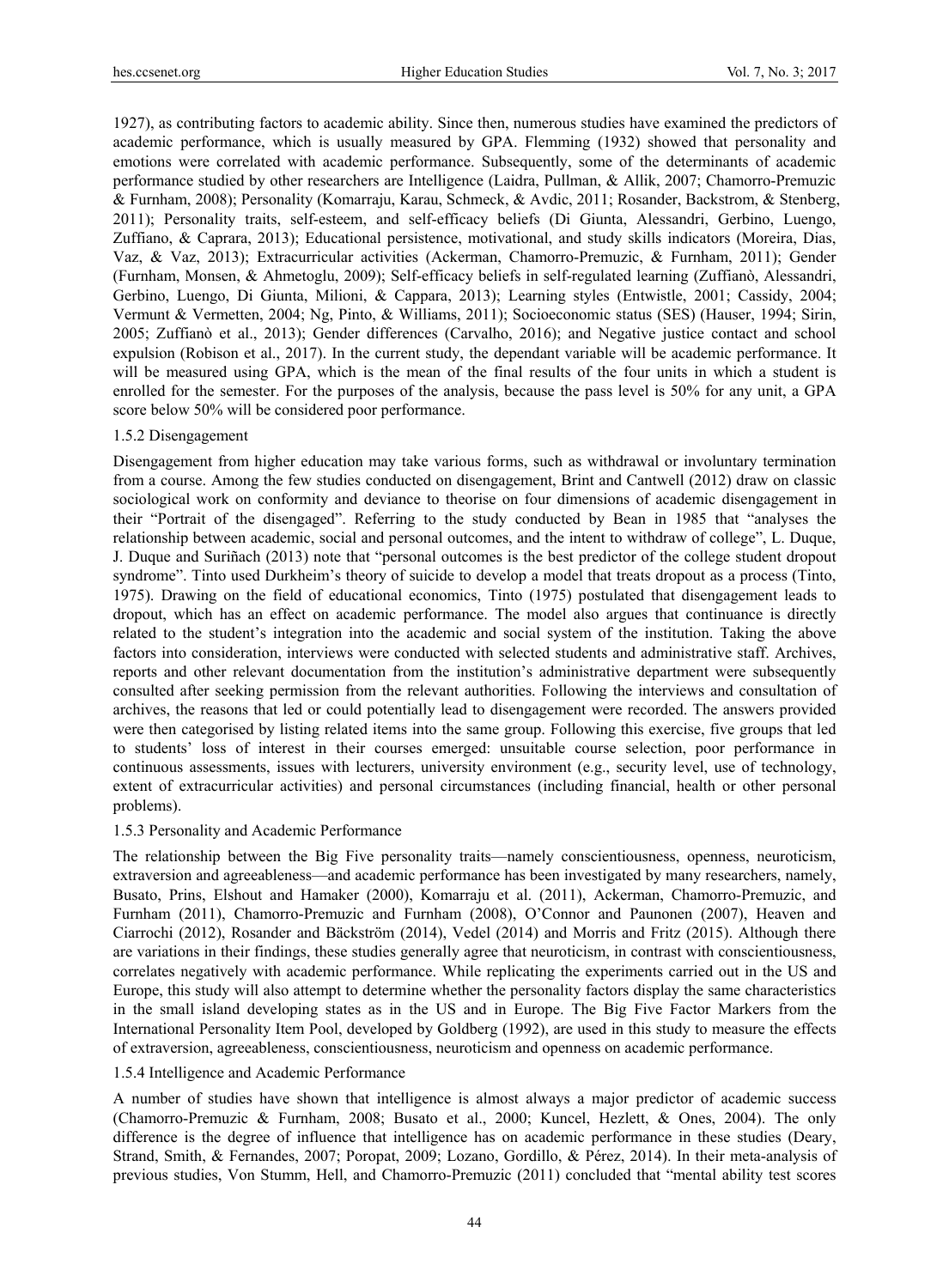1927), as contributing factors to academic ability. Since then, numerous studies have examined the predictors of academic performance, which is usually measured by GPA. Flemming (1932) showed that personality and emotions were correlated with academic performance. Subsequently, some of the determinants of academic performance studied by other researchers are Intelligence (Laidra, Pullman, & Allik, 2007; Chamorro-Premuzic & Furnham, 2008); Personality (Komarraju, Karau, Schmeck, & Avdic, 2011; Rosander, Backstrom, & Stenberg, 2011); Personality traits, self-esteem, and self-efficacy beliefs (Di Giunta, Alessandri, Gerbino, Luengo, Zuffiano, & Caprara, 2013); Educational persistence, motivational, and study skills indicators (Moreira, Dias, Vaz, & Vaz, 2013); Extracurricular activities (Ackerman, Chamorro-Premuzic, & Furnham, 2011); Gender (Furnham, Monsen, & Ahmetoglu, 2009); Self-efficacy beliefs in self-regulated learning (Zuffianò, Alessandri, Gerbino, Luengo, Di Giunta, Milioni, & Cappara, 2013); Learning styles (Entwistle, 2001; Cassidy, 2004; Vermunt & Vermetten, 2004; Ng, Pinto, & Williams, 2011); Socioeconomic status (SES) (Hauser, 1994; Sirin, 2005; Zuffianò et al., 2013); Gender differences (Carvalho, 2016); and Negative justice contact and school expulsion (Robison et al., 2017). In the current study, the dependant variable will be academic performance. It will be measured using GPA, which is the mean of the final results of the four units in which a student is enrolled for the semester. For the purposes of the analysis, because the pass level is 50% for any unit, a GPA score below 50% will be considered poor performance.

#### 1.5.2 Disengagement

Disengagement from higher education may take various forms, such as withdrawal or involuntary termination from a course. Among the few studies conducted on disengagement, Brint and Cantwell (2012) draw on classic sociological work on conformity and deviance to theorise on four dimensions of academic disengagement in their "Portrait of the disengaged". Referring to the study conducted by Bean in 1985 that "analyses the relationship between academic, social and personal outcomes, and the intent to withdraw of college", L. Duque, J. Duque and Suriñach (2013) note that "personal outcomes is the best predictor of the college student dropout syndrome". Tinto used Durkheim's theory of suicide to develop a model that treats dropout as a process (Tinto, 1975). Drawing on the field of educational economics, Tinto (1975) postulated that disengagement leads to dropout, which has an effect on academic performance. The model also argues that continuance is directly related to the student's integration into the academic and social system of the institution. Taking the above factors into consideration, interviews were conducted with selected students and administrative staff. Archives, reports and other relevant documentation from the institution's administrative department were subsequently consulted after seeking permission from the relevant authorities. Following the interviews and consultation of archives, the reasons that led or could potentially lead to disengagement were recorded. The answers provided were then categorised by listing related items into the same group. Following this exercise, five groups that led to students' loss of interest in their courses emerged: unsuitable course selection, poor performance in continuous assessments, issues with lecturers, university environment (e.g., security level, use of technology, extent of extracurricular activities) and personal circumstances (including financial, health or other personal problems).

#### 1.5.3 Personality and Academic Performance

The relationship between the Big Five personality traits—namely conscientiousness, openness, neuroticism, extraversion and agreeableness—and academic performance has been investigated by many researchers, namely, Busato, Prins, Elshout and Hamaker (2000), Komarraju et al. (2011), Ackerman, Chamorro-Premuzic, and Furnham (2011), Chamorro-Premuzic and Furnham (2008), O'Connor and Paunonen (2007), Heaven and Ciarrochi (2012), Rosander and Bäckström (2014), Vedel (2014) and Morris and Fritz (2015). Although there are variations in their findings, these studies generally agree that neuroticism, in contrast with conscientiousness, correlates negatively with academic performance. While replicating the experiments carried out in the US and Europe, this study will also attempt to determine whether the personality factors display the same characteristics in the small island developing states as in the US and in Europe. The Big Five Factor Markers from the International Personality Item Pool, developed by Goldberg (1992), are used in this study to measure the effects of extraversion, agreeableness, conscientiousness, neuroticism and openness on academic performance.

#### 1.5.4 Intelligence and Academic Performance

A number of studies have shown that intelligence is almost always a major predictor of academic success (Chamorro-Premuzic & Furnham, 2008; Busato et al., 2000; Kuncel, Hezlett, & Ones, 2004). The only difference is the degree of influence that intelligence has on academic performance in these studies (Deary, Strand, Smith, & Fernandes, 2007; Poropat, 2009; Lozano, Gordillo, & Pérez, 2014). In their meta-analysis of previous studies, Von Stumm, Hell, and Chamorro-Premuzic (2011) concluded that "mental ability test scores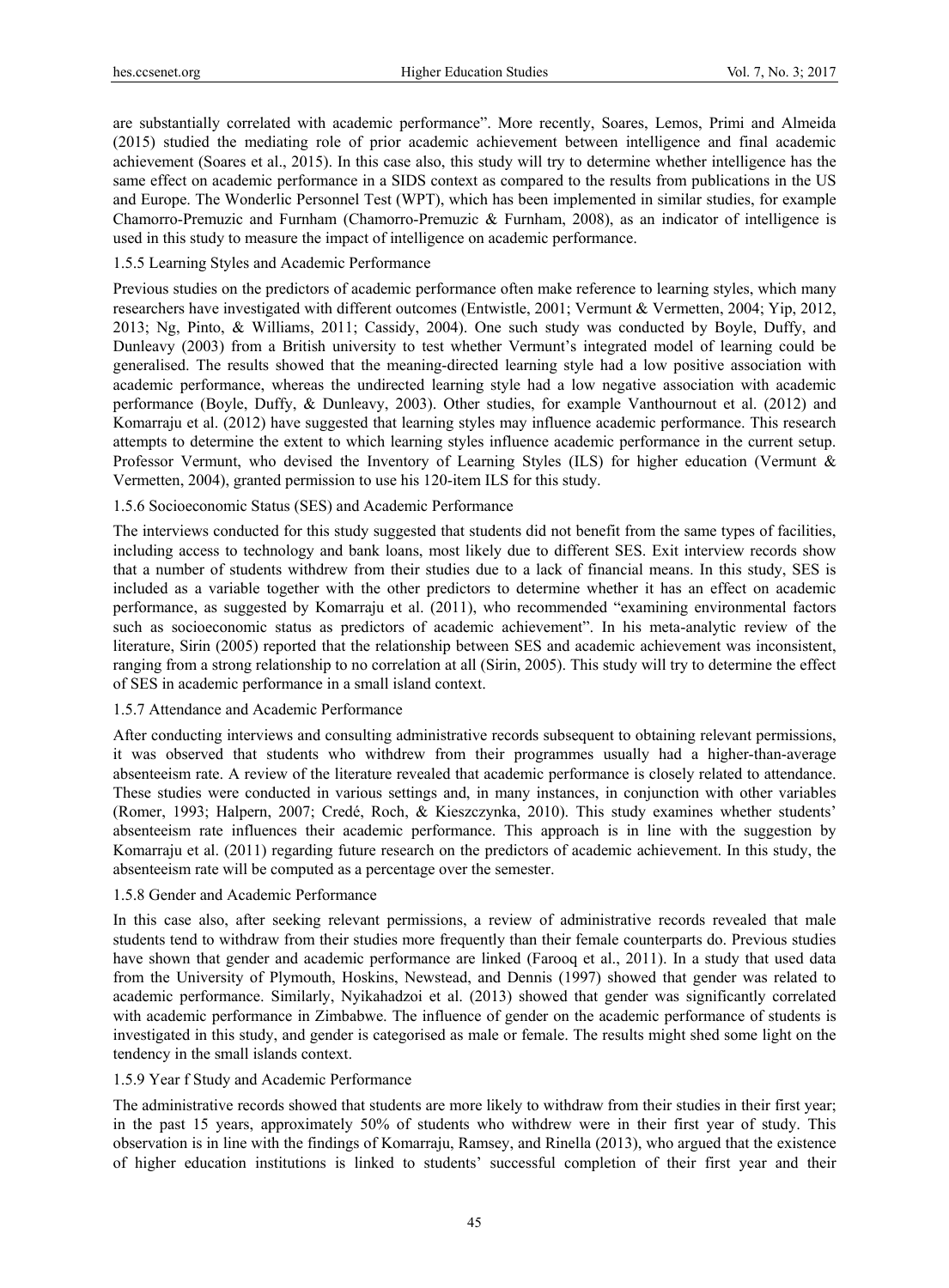are substantially correlated with academic performance". More recently, Soares, Lemos, Primi and Almeida (2015) studied the mediating role of prior academic achievement between intelligence and final academic achievement (Soares et al., 2015). In this case also, this study will try to determine whether intelligence has the same effect on academic performance in a SIDS context as compared to the results from publications in the US and Europe. The Wonderlic Personnel Test (WPT), which has been implemented in similar studies, for example Chamorro-Premuzic and Furnham (Chamorro-Premuzic & Furnham, 2008), as an indicator of intelligence is used in this study to measure the impact of intelligence on academic performance.

#### 1.5.5 Learning Styles and Academic Performance

Previous studies on the predictors of academic performance often make reference to learning styles, which many researchers have investigated with different outcomes (Entwistle, 2001; Vermunt & Vermetten, 2004; Yip, 2012, 2013; Ng, Pinto, & Williams, 2011; Cassidy, 2004). One such study was conducted by Boyle, Duffy, and Dunleavy (2003) from a British university to test whether Vermunt's integrated model of learning could be generalised. The results showed that the meaning-directed learning style had a low positive association with academic performance, whereas the undirected learning style had a low negative association with academic performance (Boyle, Duffy, & Dunleavy, 2003). Other studies, for example Vanthournout et al. (2012) and Komarraju et al. (2012) have suggested that learning styles may influence academic performance. This research attempts to determine the extent to which learning styles influence academic performance in the current setup. Professor Vermunt, who devised the Inventory of Learning Styles (ILS) for higher education (Vermunt & Vermetten, 2004), granted permission to use his 120-item ILS for this study.

#### 1.5.6 Socioeconomic Status (SES) and Academic Performance

The interviews conducted for this study suggested that students did not benefit from the same types of facilities, including access to technology and bank loans, most likely due to different SES. Exit interview records show that a number of students withdrew from their studies due to a lack of financial means. In this study, SES is included as a variable together with the other predictors to determine whether it has an effect on academic performance, as suggested by Komarraju et al. (2011), who recommended "examining environmental factors such as socioeconomic status as predictors of academic achievement". In his meta-analytic review of the literature, Sirin (2005) reported that the relationship between SES and academic achievement was inconsistent, ranging from a strong relationship to no correlation at all (Sirin, 2005). This study will try to determine the effect of SES in academic performance in a small island context.

#### 1.5.7 Attendance and Academic Performance

After conducting interviews and consulting administrative records subsequent to obtaining relevant permissions, it was observed that students who withdrew from their programmes usually had a higher-than-average absenteeism rate. A review of the literature revealed that academic performance is closely related to attendance. These studies were conducted in various settings and, in many instances, in conjunction with other variables (Romer, 1993; Halpern, 2007; Credé, Roch, & Kieszczynka, 2010). This study examines whether students' absenteeism rate influences their academic performance. This approach is in line with the suggestion by Komarraju et al. (2011) regarding future research on the predictors of academic achievement. In this study, the absenteeism rate will be computed as a percentage over the semester.

#### 1.5.8 Gender and Academic Performance

In this case also, after seeking relevant permissions, a review of administrative records revealed that male students tend to withdraw from their studies more frequently than their female counterparts do. Previous studies have shown that gender and academic performance are linked (Farooq et al., 2011). In a study that used data from the University of Plymouth, Hoskins, Newstead, and Dennis (1997) showed that gender was related to academic performance. Similarly, Nyikahadzoi et al. (2013) showed that gender was significantly correlated with academic performance in Zimbabwe. The influence of gender on the academic performance of students is investigated in this study, and gender is categorised as male or female. The results might shed some light on the tendency in the small islands context.

#### 1.5.9 Year f Study and Academic Performance

The administrative records showed that students are more likely to withdraw from their studies in their first year; in the past 15 years, approximately 50% of students who withdrew were in their first year of study. This observation is in line with the findings of Komarraju, Ramsey, and Rinella (2013), who argued that the existence of higher education institutions is linked to students' successful completion of their first year and their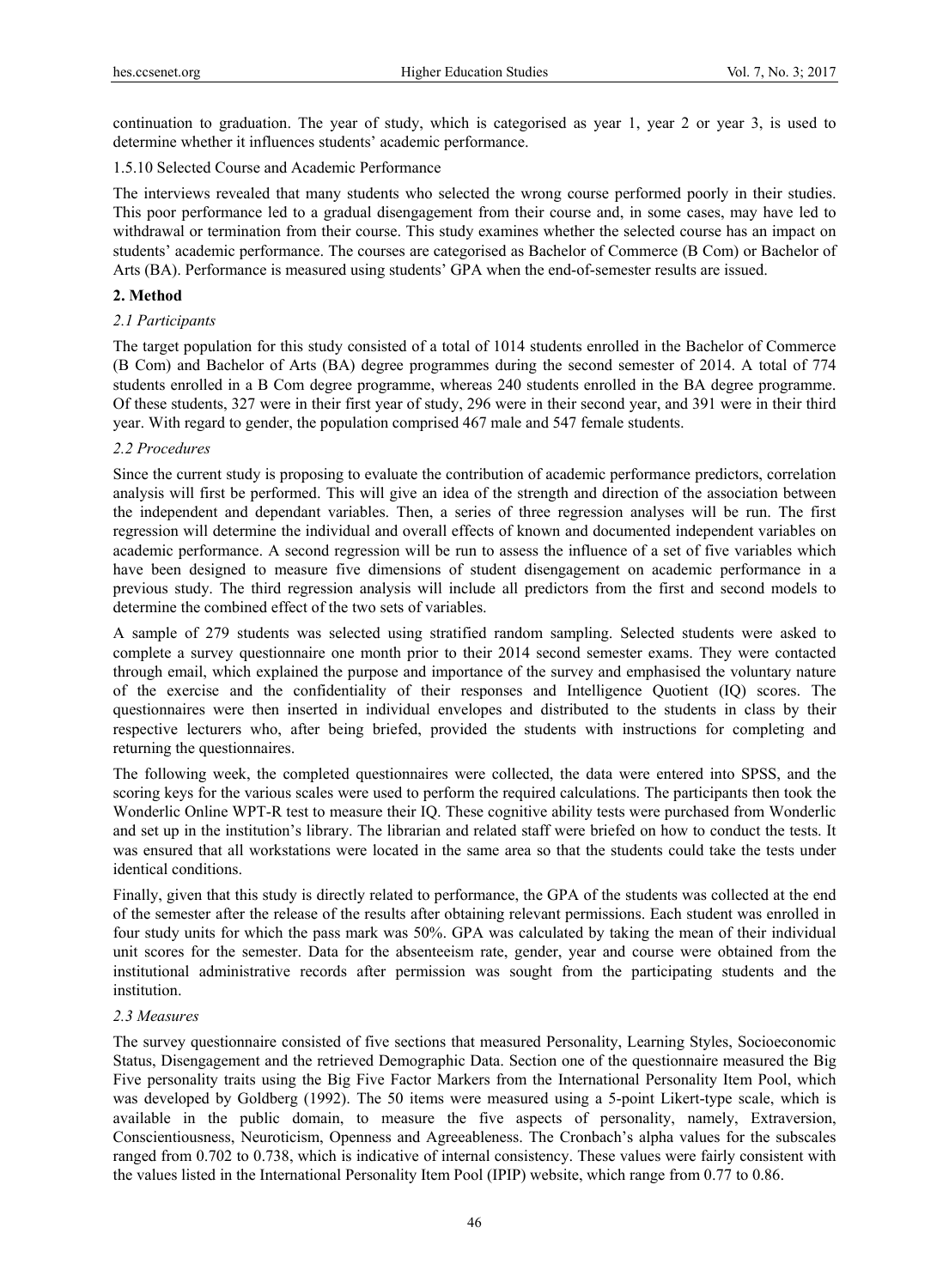continuation to graduation. The year of study, which is categorised as year 1, year 2 or year 3, is used to determine whether it influences students' academic performance.

1.5.10 Selected Course and Academic Performance

The interviews revealed that many students who selected the wrong course performed poorly in their studies. This poor performance led to a gradual disengagement from their course and, in some cases, may have led to withdrawal or termination from their course. This study examines whether the selected course has an impact on students' academic performance. The courses are categorised as Bachelor of Commerce (B Com) or Bachelor of Arts (BA). Performance is measured using students' GPA when the end-of-semester results are issued.

## 2. Method

### *2.1 Participants*

The target population for this study consisted of a total of 1014 students enrolled in the Bachelor of Commerce (B Com) and Bachelor of Arts (BA) degree programmes during the second semester of 2014. A total of 774 students enrolled in a B Com degree programme, whereas 240 students enrolled in the BA degree programme. Of these students, 327 were in their first year of study, 296 were in their second year, and 391 were in their third year. With regard to gender, the population comprised 467 male and 547 female students.

### *2.2 Procedures*

Since the current study is proposing to evaluate the contribution of academic performance predictors, correlation analysis will first be performed. This will give an idea of the strength and direction of the association between the independent and dependant variables. Then, a series of three regression analyses will be run. The first regression will determine the individual and overall effects of known and documented independent variables on academic performance. A second regression will be run to assess the influence of a set of five variables which have been designed to measure five dimensions of student disengagement on academic performance in a previous study. The third regression analysis will include all predictors from the first and second models to determine the combined effect of the two sets of variables.

A sample of 279 students was selected using stratified random sampling. Selected students were asked to complete a survey questionnaire one month prior to their 2014 second semester exams. They were contacted through email, which explained the purpose and importance of the survey and emphasised the voluntary nature of the exercise and the confidentiality of their responses and Intelligence Quotient (IQ) scores. The questionnaires were then inserted in individual envelopes and distributed to the students in class by their respective lecturers who, after being briefed, provided the students with instructions for completing and returning the questionnaires.

The following week, the completed questionnaires were collected, the data were entered into SPSS, and the scoring keys for the various scales were used to perform the required calculations. The participants then took the Wonderlic Online WPT-R test to measure their IQ. These cognitive ability tests were purchased from Wonderlic and set up in the institution's library. The librarian and related staff were briefed on how to conduct the tests. It was ensured that all workstations were located in the same area so that the students could take the tests under identical conditions.

Finally, given that this study is directly related to performance, the GPA of the students was collected at the end of the semester after the release of the results after obtaining relevant permissions. Each student was enrolled in four study units for which the pass mark was 50%. GPA was calculated by taking the mean of their individual unit scores for the semester. Data for the absenteeism rate, gender, year and course were obtained from the institutional administrative records after permission was sought from the participating students and the institution.

### *2.3 Measures*

The survey questionnaire consisted of five sections that measured Personality, Learning Styles, Socioeconomic Status, Disengagement and the retrieved Demographic Data. Section one of the questionnaire measured the Big Five personality traits using the Big Five Factor Markers from the International Personality Item Pool, which was developed by Goldberg (1992). The 50 items were measured using a 5-point Likert-type scale, which is available in the public domain, to measure the five aspects of personality, namely, Extraversion, Conscientiousness, Neuroticism, Openness and Agreeableness. The Cronbach's alpha values for the subscales ranged from 0.702 to 0.738, which is indicative of internal consistency. These values were fairly consistent with the values listed in the International Personality Item Pool (IPIP) website, which range from 0.77 to 0.86.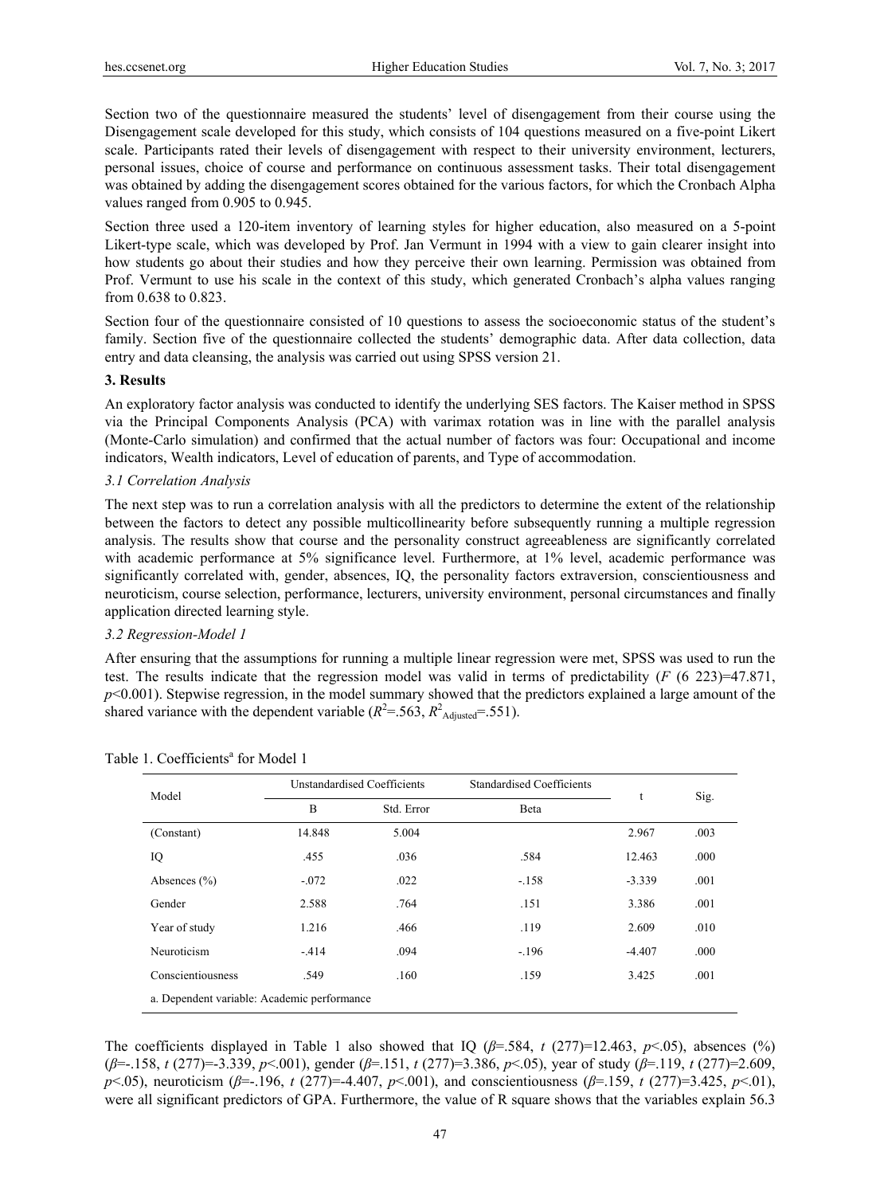Section two of the questionnaire measured the students' level of disengagement from their course using the Disengagement scale developed for this study, which consists of 104 questions measured on a five-point Likert scale. Participants rated their levels of disengagement with respect to their university environment, lecturers, personal issues, choice of course and performance on continuous assessment tasks. Their total disengagement was obtained by adding the disengagement scores obtained for the various factors, for which the Cronbach Alpha values ranged from 0.905 to 0.945.

Section three used a 120-item inventory of learning styles for higher education, also measured on a 5-point Likert-type scale, which was developed by Prof. Jan Vermunt in 1994 with a view to gain clearer insight into how students go about their studies and how they perceive their own learning. Permission was obtained from Prof. Vermunt to use his scale in the context of this study, which generated Cronbach's alpha values ranging from 0.638 to 0.823.

Section four of the questionnaire consisted of 10 questions to assess the socioeconomic status of the student's family. Section five of the questionnaire collected the students' demographic data. After data collection, data entry and data cleansing, the analysis was carried out using SPSS version 21.

## 3. Results

An exploratory factor analysis was conducted to identify the underlying SES factors. The Kaiser method in SPSS via the Principal Components Analysis (PCA) with varimax rotation was in line with the parallel analysis (Monte-Carlo simulation) and confirmed that the actual number of factors was four: Occupational and income indicators, Wealth indicators, Level of education of parents, and Type of accommodation.

### *3.1 Correlation Analysis*

The next step was to run a correlation analysis with all the predictors to determine the extent of the relationship between the factors to detect any possible multicollinearity before subsequently running a multiple regression analysis. The results show that course and the personality construct agreeableness are significantly correlated with academic performance at 5% significance level. Furthermore, at 1% level, academic performance was significantly correlated with, gender, absences, IQ, the personality factors extraversion, conscientiousness and neuroticism, course selection, performance, lecturers, university environment, personal circumstances and finally application directed learning style.

### *3.2 Regression-Model 1*

After ensuring that the assumptions for running a multiple linear regression were met, SPSS was used to run the test. The results indicate that the regression model was valid in terms of predictability ($F$ (6 223)=47.871, $p$<0.001). Stepwise regression, in the model summary showed that the predictors explained a large amount of the shared variance with the dependent variable ($R^2$=.563, $R^2_{\text{Adjusted}}$=.551).

Table 1. Coefficients[a] for Model 1

| Model | Unstandardised Coefficients | | Standardised Coefficients | t | Sig. |
|---|---|---|---|---|---|
| | B | Std. Error | Beta | | |
| (Constant) | 14.848 | 5.004 | | 2.967 | .003 |
| IQ | .455 | .036 | .584 | 12.463 | .000 |
| Absences (%) | -.072 | .022 | -.158 | -3.339 | .001 |
| Gender | 2.588 | .764 | .151 | 3.386 | .001 |
| Year of study | 1.216 | .466 | .119 | 2.609 | .010 |
| Neuroticism | -.414 | .094 | -.196 | -4.407 | .000 |
| Conscientiousness | .549 | .160 | .159 | 3.425 | .001 |

a. Dependent variable: Academic performance

The coefficients displayed in Table 1 also showed that IQ ($\beta$=.584, $t$ (277)=12.463, $p$<.05), absences (%) ($\beta$=-.158, $t$ (277)=-3.339, $p$<.001), gender ($\beta$=.151, $t$ (277)=3.386, $p$<.05), year of study ($\beta$=.119, $t$ (277)=2.609, $p$<.05), neuroticism ($\beta$=-.196, $t$ (277)=-4.407, $p$<.001), and conscientiousness ($\beta$=.159, $t$ (277)=3.425, $p$<.01), were all significant predictors of GPA. Furthermore, the value of R square shows that the variables explain 56.3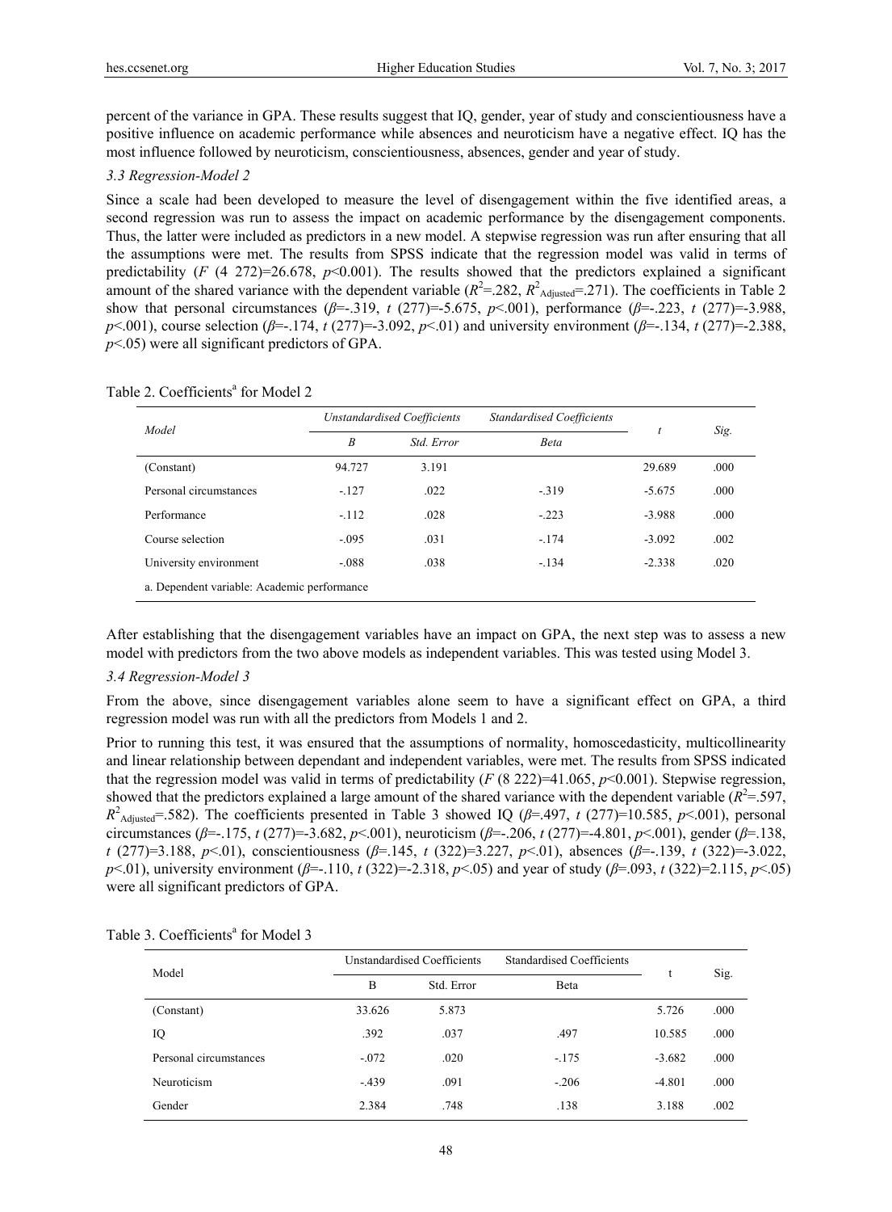percent of the variance in GPA. These results suggest that IQ, gender, year of study and conscientiousness have a positive influence on academic performance while absences and neuroticism have a negative effect. IQ has the most influence followed by neuroticism, conscientiousness, absences, gender and year of study.

### *3.3 Regression-Model 2*

Since a scale had been developed to measure the level of disengagement within the five identified areas, a second regression was run to assess the impact on academic performance by the disengagement components. Thus, the latter were included as predictors in a new model. A stepwise regression was run after ensuring that all the assumptions were met. The results from SPSS indicate that the regression model was valid in terms of predictability (*F* (4 272)=26.678, *p*<0.001). The results showed that the predictors explained a significant amount of the shared variance with the dependent variable ($R^2$=.282, $R^2_{\text{Adjusted}}$=.271). The coefficients in Table 2 show that personal circumstances (*β*=-.319, *t* (277)=-5.675, *p*<.001), performance (*β*=-.223, *t* (277)=-3.988, *p*<.001), course selection (*β*=-.174, *t* (277)=-3.092, *p*<.01) and university environment (*β*=-.134, *t* (277)=-2.388, *p*<.05) were all significant predictors of GPA.

Table 2. Coefficients[a] for Model 2

| *Model* | *Unstandardised Coefficients* | | *Standardised Coefficients* | *t* | *Sig.* |
|---|---|---|---|---|---|
| | *B* | *Std. Error* | *Beta* | | |
| (Constant) | 94.727 | 3.191 | | 29.689 | .000 |
| Personal circumstances | -.127 | .022 | -.319 | -5.675 | .000 |
| Performance | -.112 | .028 | -.223 | -3.988 | .000 |
| Course selection | -.095 | .031 | -.174 | -3.092 | .002 |
| University environment | -.088 | .038 | -.134 | -2.338 | .020 |
| a. Dependent variable: Academic performance | | | | | |

After establishing that the disengagement variables have an impact on GPA, the next step was to assess a new model with predictors from the two above models as independent variables. This was tested using Model 3.

### *3.4 Regression-Model 3*

From the above, since disengagement variables alone seem to have a significant effect on GPA, a third regression model was run with all the predictors from Models 1 and 2.

Prior to running this test, it was ensured that the assumptions of normality, homoscedasticity, multicollinearity and linear relationship between dependant and independent variables, were met. The results from SPSS indicated that the regression model was valid in terms of predictability (*F* (8 222)=41.065, *p*<0.001). Stepwise regression, showed that the predictors explained a large amount of the shared variance with the dependent variable ($R^2$=.597, $R^2_{\text{Adjusted}}$=.582). The coefficients presented in Table 3 showed IQ (*β*=.497, *t* (277)=10.585, *p*<.001), personal circumstances (*β*=-.175, *t* (277)=-3.682, *p*<.001), neuroticism (*β*=-.206, *t* (277)=-4.801, *p*<.001), gender (*β*=.138, *t* (277)=3.188, *p*<.01), conscientiousness (*β*=.145, *t* (322)=3.227, *p*<.01), absences (*β*=-.139, *t* (322)=-3.022, *p*<.01), university environment (*β*=-.110, *t* (322)=-2.318, *p*<.05) and year of study (*β*=.093, *t* (322)=2.115, *p*<.05) were all significant predictors of GPA.

Table 3. Coefficients[a] for Model 3

| Model | Unstandardised Coefficients | | Standardised Coefficients | t | Sig. |
|---|---|---|---|---|---|
| | B | Std. Error | Beta | | |
| (Constant) | 33.626 | 5.873 | | 5.726 | .000 |
| IQ | .392 | .037 | .497 | 10.585 | .000 |
| Personal circumstances | -.072 | .020 | -.175 | -3.682 | .000 |
| Neuroticism | -.439 | .091 | -.206 | -4.801 | .000 |
| Gender | 2.384 | .748 | .138 | 3.188 | .002 |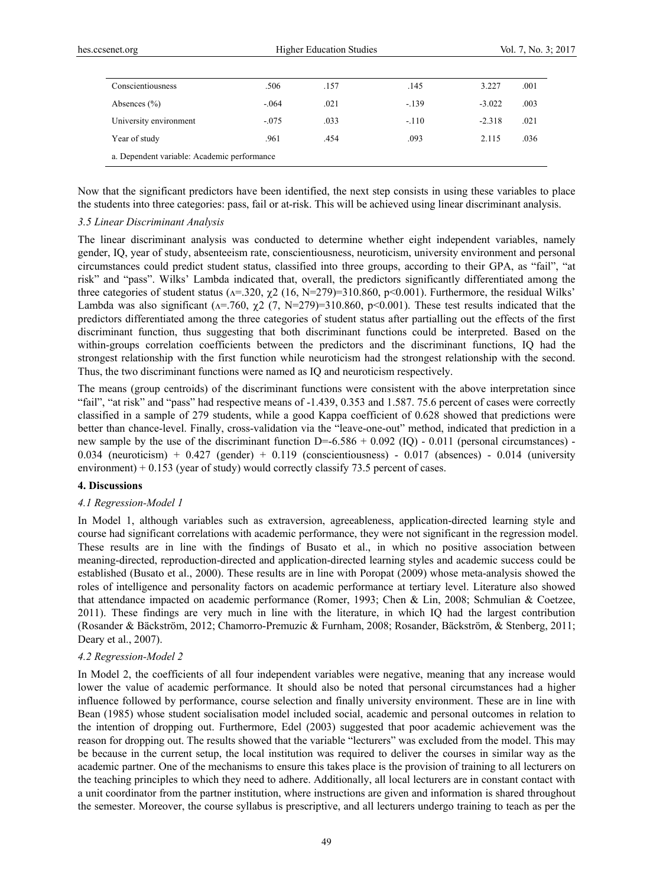| | | | | | |
|---|---|---|---|---|---|
| Conscientiousness | .506 | .157 | .145 | 3.227 | .001 |
| Absences (%) | -.064 | .021 | -.139 | -3.022 | .003 |
| University environment | -.075 | .033 | -.110 | -2.318 | .021 |
| Year of study | .961 | .454 | .093 | 2.115 | .036 |

a. Dependent variable: Academic performance

Now that the significant predictors have been identified, the next step consists in using these variables to place the students into three categories: pass, fail or at-risk. This will be achieved using linear discriminant analysis.

### *3.5 Linear Discriminant Analysis*

The linear discriminant analysis was conducted to determine whether eight independent variables, namely gender, IQ, year of study, absenteeism rate, conscientiousness, neuroticism, university environment and personal circumstances could predict student status, classified into three groups, according to their GPA, as "fail", "at risk" and "pass". Wilks' Lambda indicated that, overall, the predictors significantly differentiated among the three categories of student status ($\Lambda$=.320, $\chi2$ (16, N=279)=310.860, p<0.001). Furthermore, the residual Wilks' Lambda was also significant ($\Lambda$=.760, $\chi2$ (7, N=279)=310.860, p<0.001). These test results indicated that the predictors differentiated among the three categories of student status after partialling out the effects of the first discriminant function, thus suggesting that both discriminant functions could be interpreted. Based on the within-groups correlation coefficients between the predictors and the discriminant functions, IQ had the strongest relationship with the first function while neuroticism had the strongest relationship with the second. Thus, the two discriminant functions were named as IQ and neuroticism respectively.

The means (group centroids) of the discriminant functions were consistent with the above interpretation since "fail", "at risk" and "pass" had respective means of -1.439, 0.353 and 1.587. 75.6 percent of cases were correctly classified in a sample of 279 students, while a good Kappa coefficient of 0.628 showed that predictions were better than chance-level. Finally, cross-validation via the "leave-one-out" method, indicated that prediction in a new sample by the use of the discriminant function D=-6.586 + 0.092 (IQ) - 0.011 (personal circumstances) - 0.034 (neuroticism) + 0.427 (gender) + 0.119 (conscientiousness) - 0.017 (absences) - 0.014 (university environment) + 0.153 (year of study) would correctly classify 73.5 percent of cases.

## **4. Discussions**

### *4.1 Regression-Model 1*

In Model 1, although variables such as extraversion, agreeableness, application-directed learning style and course had significant correlations with academic performance, they were not significant in the regression model. These results are in line with the findings of Busato et al., in which no positive association between meaning-directed, reproduction-directed and application-directed learning styles and academic success could be established (Busato et al., 2000). These results are in line with Poropat (2009) whose meta-analysis showed the roles of intelligence and personality factors on academic performance at tertiary level. Literature also showed that attendance impacted on academic performance (Romer, 1993; Chen & Lin, 2008; Schmulian & Coetzee, 2011). These findings are very much in line with the literature, in which IQ had the largest contribution (Rosander & Bäckström, 2012; Chamorro-Premuzic & Furnham, 2008; Rosander, Bäckström, & Stenberg, 2011; Deary et al., 2007).

### *4.2 Regression-Model 2*

In Model 2, the coefficients of all four independent variables were negative, meaning that any increase would lower the value of academic performance. It should also be noted that personal circumstances had a higher influence followed by performance, course selection and finally university environment. These are in line with Bean (1985) whose student socialisation model included social, academic and personal outcomes in relation to the intention of dropping out. Furthermore, Edel (2003) suggested that poor academic achievement was the reason for dropping out. The results showed that the variable "lecturers" was excluded from the model. This may be because in the current setup, the local institution was required to deliver the courses in similar way as the academic partner. One of the mechanisms to ensure this takes place is the provision of training to all lecturers on the teaching principles to which they need to adhere. Additionally, all local lecturers are in constant contact with a unit coordinator from the partner institution, where instructions are given and information is shared throughout the semester. Moreover, the course syllabus is prescriptive, and all lecturers undergo training to teach as per the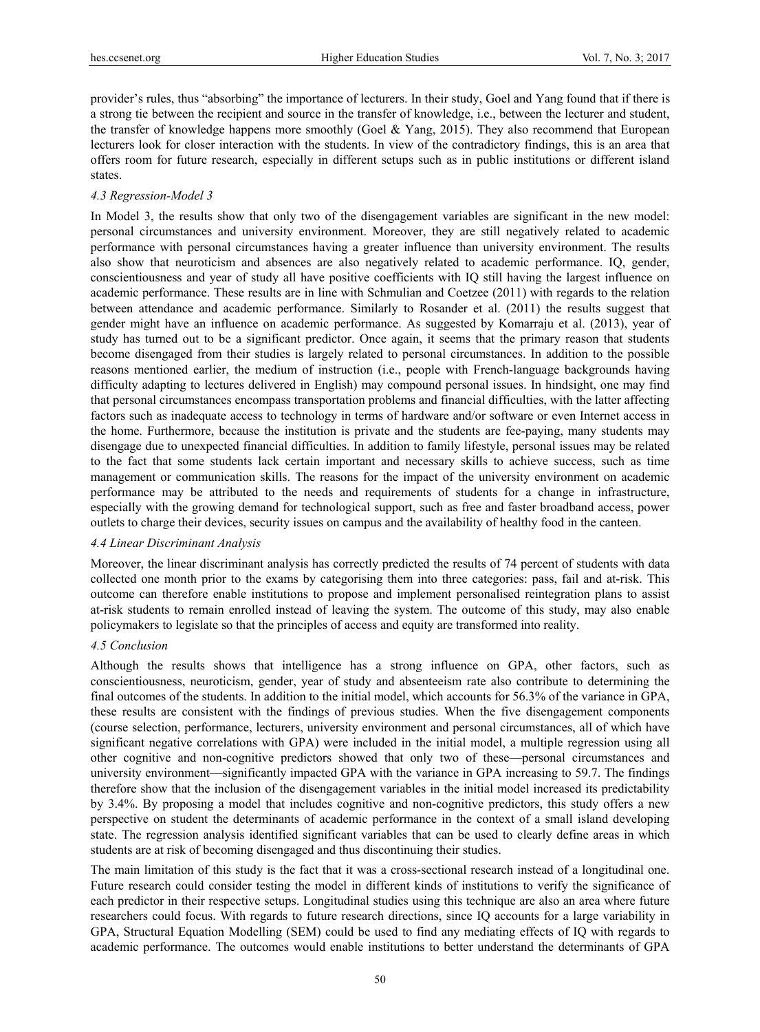provider's rules, thus "absorbing" the importance of lecturers. In their study, Goel and Yang found that if there is a strong tie between the recipient and source in the transfer of knowledge, i.e., between the lecturer and student, the transfer of knowledge happens more smoothly (Goel & Yang, 2015). They also recommend that European lecturers look for closer interaction with the students. In view of the contradictory findings, this is an area that offers room for future research, especially in different setups such as in public institutions or different island states.

### *4.3 Regression-Model 3*

In Model 3, the results show that only two of the disengagement variables are significant in the new model: personal circumstances and university environment. Moreover, they are still negatively related to academic performance with personal circumstances having a greater influence than university environment. The results also show that neuroticism and absences are also negatively related to academic performance. IQ, gender, conscientiousness and year of study all have positive coefficients with IQ still having the largest influence on academic performance. These results are in line with Schmulian and Coetzee (2011) with regards to the relation between attendance and academic performance. Similarly to Rosander et al. (2011) the results suggest that gender might have an influence on academic performance. As suggested by Komarraju et al. (2013), year of study has turned out to be a significant predictor. Once again, it seems that the primary reason that students become disengaged from their studies is largely related to personal circumstances. In addition to the possible reasons mentioned earlier, the medium of instruction (i.e., people with French-language backgrounds having difficulty adapting to lectures delivered in English) may compound personal issues. In hindsight, one may find that personal circumstances encompass transportation problems and financial difficulties, with the latter affecting factors such as inadequate access to technology in terms of hardware and/or software or even Internet access in the home. Furthermore, because the institution is private and the students are fee-paying, many students may disengage due to unexpected financial difficulties. In addition to family lifestyle, personal issues may be related to the fact that some students lack certain important and necessary skills to achieve success, such as time management or communication skills. The reasons for the impact of the university environment on academic performance may be attributed to the needs and requirements of students for a change in infrastructure, especially with the growing demand for technological support, such as free and faster broadband access, power outlets to charge their devices, security issues on campus and the availability of healthy food in the canteen.

### *4.4 Linear Discriminant Analysis*

Moreover, the linear discriminant analysis has correctly predicted the results of 74 percent of students with data collected one month prior to the exams by categorising them into three categories: pass, fail and at-risk. This outcome can therefore enable institutions to propose and implement personalised reintegration plans to assist at-risk students to remain enrolled instead of leaving the system. The outcome of this study, may also enable policymakers to legislate so that the principles of access and equity are transformed into reality.

### *4.5 Conclusion*

Although the results shows that intelligence has a strong influence on GPA, other factors, such as conscientiousness, neuroticism, gender, year of study and absenteeism rate also contribute to determining the final outcomes of the students. In addition to the initial model, which accounts for 56.3% of the variance in GPA, these results are consistent with the findings of previous studies. When the five disengagement components (course selection, performance, lecturers, university environment and personal circumstances, all of which have significant negative correlations with GPA) were included in the initial model, a multiple regression using all other cognitive and non-cognitive predictors showed that only two of these—personal circumstances and university environment—significantly impacted GPA with the variance in GPA increasing to 59.7. The findings therefore show that the inclusion of the disengagement variables in the initial model increased its predictability by 3.4%. By proposing a model that includes cognitive and non-cognitive predictors, this study offers a new perspective on student the determinants of academic performance in the context of a small island developing state. The regression analysis identified significant variables that can be used to clearly define areas in which students are at risk of becoming disengaged and thus discontinuing their studies.

The main limitation of this study is the fact that it was a cross-sectional research instead of a longitudinal one. Future research could consider testing the model in different kinds of institutions to verify the significance of each predictor in their respective setups. Longitudinal studies using this technique are also an area where future researchers could focus. With regards to future research directions, since IQ accounts for a large variability in GPA, Structural Equation Modelling (SEM) could be used to find any mediating effects of IQ with regards to academic performance. The outcomes would enable institutions to better understand the determinants of GPA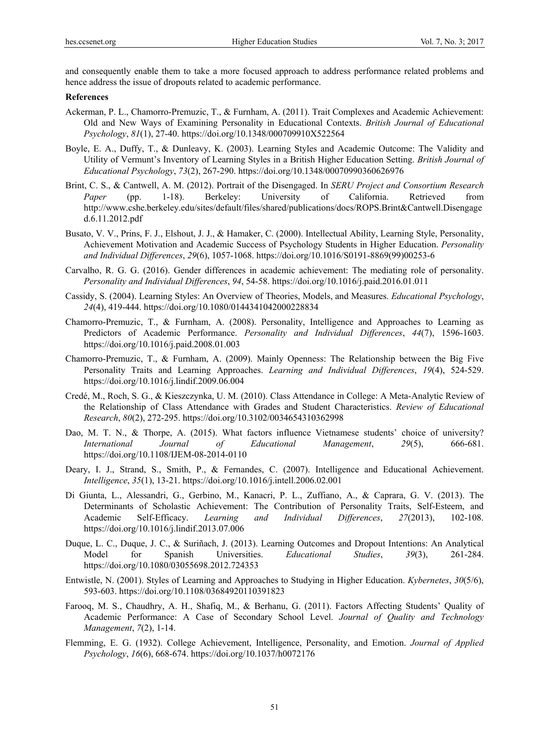and consequently enable them to take a more focused approach to address performance related problems and hence address the issue of dropouts related to academic performance.

**References**

Ackerman, P. L., Chamorro-Premuzic, T., & Furnham, A. (2011). Trait Complexes and Academic Achievement: Old and New Ways of Examining Personality in Educational Contexts. *British Journal of Educational Psychology*, *81*(1), 27-40. https://doi.org/10.1348/000709910X522564

Boyle, E. A., Duffy, T., & Dunleavy, K. (2003). Learning Styles and Academic Outcome: The Validity and Utility of Vermunt's Inventory of Learning Styles in a British Higher Education Setting. *British Journal of Educational Psychology*, *73*(2), 267-290. https://doi.org/10.1348/00070990360626976

Brint, C. S., & Cantwell, A. M. (2012). Portrait of the Disengaged. In *SERU Project and Consortium Research Paper* (pp. 1-18). Berkeley: University of California. Retrieved from http://www.cshe.berkeley.edu/sites/default/files/shared/publications/docs/ROPS.Brint&Cantwell.Disengaged.6.11.2012.pdf

Busato, V. V., Prins, F. J., Elshout, J. J., & Hamaker, C. (2000). Intellectual Ability, Learning Style, Personality, Achievement Motivation and Academic Success of Psychology Students in Higher Education. *Personality and Individual Differences*, *29*(6), 1057-1068. https://doi.org/10.1016/S0191-8869(99)00253-6

Carvalho, R. G. G. (2016). Gender differences in academic achievement: The mediating role of personality. *Personality and Individual Differences*, *94*, 54-58. https://doi.org/10.1016/j.paid.2016.01.011

Cassidy, S. (2004). Learning Styles: An Overview of Theories, Models, and Measures. *Educational Psychology*, *24*(4), 419-444. https://doi.org/10.1080/0144341042000228834

Chamorro-Premuzic, T., & Furnham, A. (2008). Personality, Intelligence and Approaches to Learning as Predictors of Academic Performance. *Personality and Individual Differences*, *44*(7), 1596-1603. https://doi.org/10.1016/j.paid.2008.01.003

Chamorro-Premuzic, T., & Furnham, A. (2009). Mainly Openness: The Relationship between the Big Five Personality Traits and Learning Approaches. *Learning and Individual Differences*, *19*(4), 524-529. https://doi.org/10.1016/j.lindif.2009.06.004

Credé, M., Roch, S. G., & Kieszczynka, U. M. (2010). Class Attendance in College: A Meta-Analytic Review of the Relationship of Class Attendance with Grades and Student Characteristics. *Review of Educational Research*, *80*(2), 272-295. https://doi.org/10.3102/0034654310362998

Dao, M. T. N., & Thorpe, A. (2015). What factors influence Vietnamese students' choice of university? *International Journal of Educational Management*, *29*(5), 666-681. https://doi.org/10.1108/IJEM-08-2014-0110

Deary, I. J., Strand, S., Smith, P., & Fernandes, C. (2007). Intelligence and Educational Achievement. *Intelligence*, *35*(1), 13-21. https://doi.org/10.1016/j.intell.2006.02.001

Di Giunta, L., Alessandri, G., Gerbino, M., Kanacri, P. L., Zuffiano, A., & Caprara, G. V. (2013). The Determinants of Scholastic Achievement: The Contribution of Personality Traits, Self-Esteem, and Academic Self-Efficacy. *Learning and Individual Differences*, *27*(2013), 102-108. https://doi.org/10.1016/j.lindif.2013.07.006

Duque, L. C., Duque, J. C., & Suriñach, J. (2013). Learning Outcomes and Dropout Intentions: An Analytical Model for Spanish Universities. *Educational Studies*, *39*(3), 261-284. https://doi.org/10.1080/03055698.2012.724353

Entwistle, N. (2001). Styles of Learning and Approaches to Studying in Higher Education. *Kybernetes*, *30*(5/6), 593-603. https://doi.org/10.1108/03684920110391823

Farooq, M. S., Chaudhry, A. H., Shafiq, M., & Berhanu, G. (2011). Factors Affecting Students' Quality of Academic Performance: A Case of Secondary School Level. *Journal of Quality and Technology Management*, *7*(2), 1-14.

Flemming, E. G. (1932). College Achievement, Intelligence, Personality, and Emotion. *Journal of Applied Psychology*, *16*(6), 668-674. https://doi.org/10.1037/h0072176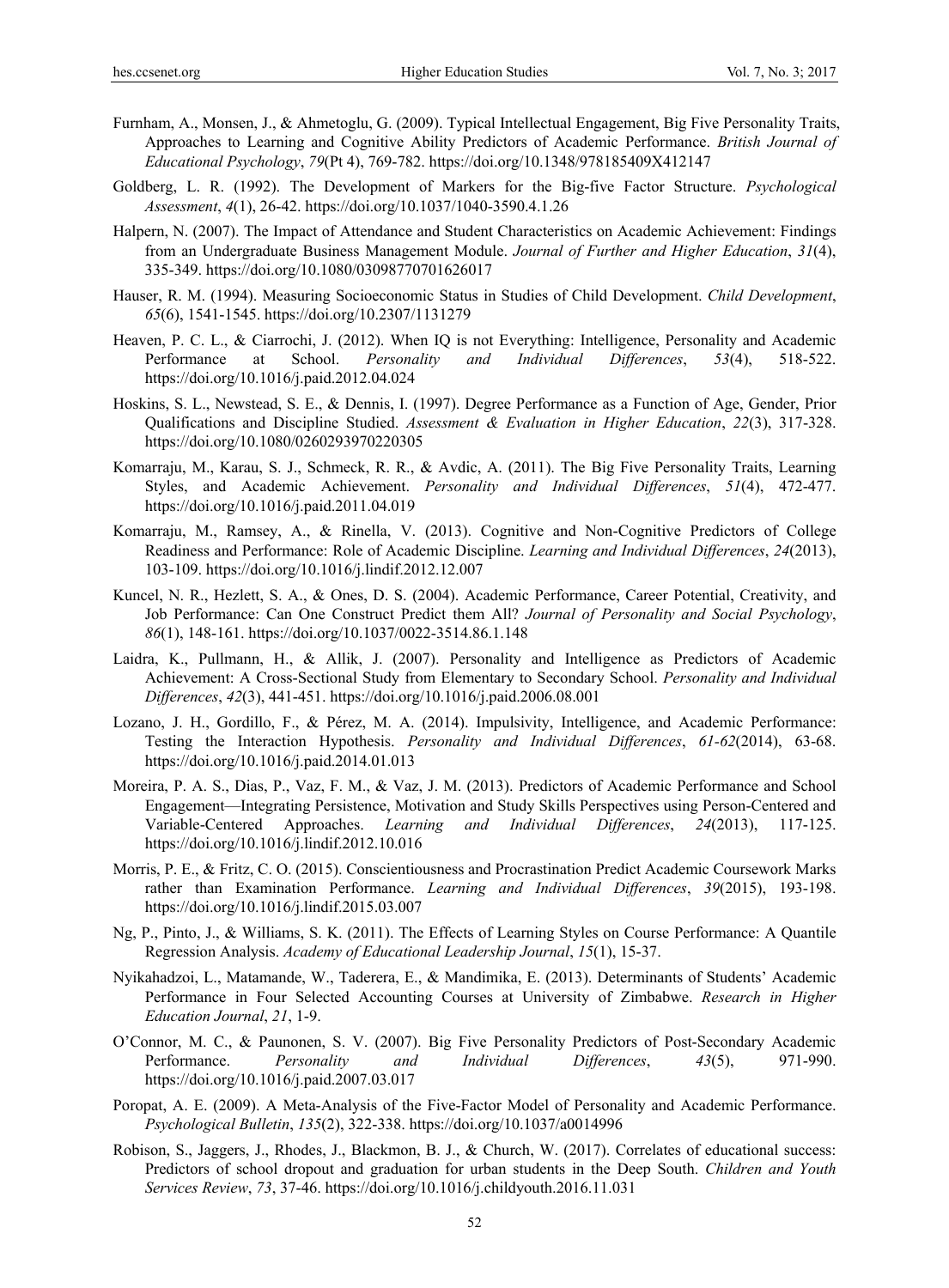Furnham, A., Monsen, J., & Ahmetoglu, G. (2009). Typical Intellectual Engagement, Big Five Personality Traits, Approaches to Learning and Cognitive Ability Predictors of Academic Performance. *British Journal of Educational Psychology*, *79*(Pt 4), 769-782. https://doi.org/10.1348/978185409X412147

Goldberg, L. R. (1992). The Development of Markers for the Big-five Factor Structure. *Psychological Assessment*, *4*(1), 26-42. https://doi.org/10.1037/1040-3590.4.1.26

Halpern, N. (2007). The Impact of Attendance and Student Characteristics on Academic Achievement: Findings from an Undergraduate Business Management Module. *Journal of Further and Higher Education*, *31*(4), 335-349. https://doi.org/10.1080/03098770701626017

Hauser, R. M. (1994). Measuring Socioeconomic Status in Studies of Child Development. *Child Development*, *65*(6), 1541-1545. https://doi.org/10.2307/1131279

Heaven, P. C. L., & Ciarrochi, J. (2012). When IQ is not Everything: Intelligence, Personality and Academic Performance at School. *Personality and Individual Differences*, *53*(4), 518-522. https://doi.org/10.1016/j.paid.2012.04.024

Hoskins, S. L., Newstead, S. E., & Dennis, I. (1997). Degree Performance as a Function of Age, Gender, Prior Qualifications and Discipline Studied. *Assessment & Evaluation in Higher Education*, *22*(3), 317-328. https://doi.org/10.1080/0260293970220305

Komarraju, M., Karau, S. J., Schmeck, R. R., & Avdic, A. (2011). The Big Five Personality Traits, Learning Styles, and Academic Achievement. *Personality and Individual Differences*, *51*(4), 472-477. https://doi.org/10.1016/j.paid.2011.04.019

Komarraju, M., Ramsey, A., & Rinella, V. (2013). Cognitive and Non-Cognitive Predictors of College Readiness and Performance: Role of Academic Discipline. *Learning and Individual Differences*, *24*(2013), 103-109. https://doi.org/10.1016/j.lindif.2012.12.007

Kuncel, N. R., Hezlett, S. A., & Ones, D. S. (2004). Academic Performance, Career Potential, Creativity, and Job Performance: Can One Construct Predict them All? *Journal of Personality and Social Psychology*, *86*(1), 148-161. https://doi.org/10.1037/0022-3514.86.1.148

Laidra, K., Pullmann, H., & Allik, J. (2007). Personality and Intelligence as Predictors of Academic Achievement: A Cross-Sectional Study from Elementary to Secondary School. *Personality and Individual Differences*, *42*(3), 441-451. https://doi.org/10.1016/j.paid.2006.08.001

Lozano, J. H., Gordillo, F., & Pérez, M. A. (2014). Impulsivity, Intelligence, and Academic Performance: Testing the Interaction Hypothesis. *Personality and Individual Differences*, *61-62*(2014), 63-68. https://doi.org/10.1016/j.paid.2014.01.013

Moreira, P. A. S., Dias, P., Vaz, F. M., & Vaz, J. M. (2013). Predictors of Academic Performance and School Engagement—Integrating Persistence, Motivation and Study Skills Perspectives using Person-Centered and Variable-Centered Approaches. *Learning and Individual Differences*, *24*(2013), 117-125. https://doi.org/10.1016/j.lindif.2012.10.016

Morris, P. E., & Fritz, C. O. (2015). Conscientiousness and Procrastination Predict Academic Coursework Marks rather than Examination Performance. *Learning and Individual Differences*, *39*(2015), 193-198. https://doi.org/10.1016/j.lindif.2015.03.007

Ng, P., Pinto, J., & Williams, S. K. (2011). The Effects of Learning Styles on Course Performance: A Quantile Regression Analysis. *Academy of Educational Leadership Journal*, *15*(1), 15-37.

Nyikahadzoi, L., Matamande, W., Taderera, E., & Mandimika, E. (2013). Determinants of Students' Academic Performance in Four Selected Accounting Courses at University of Zimbabwe. *Research in Higher Education Journal*, *21*, 1-9.

O'Connor, M. C., & Paunonen, S. V. (2007). Big Five Personality Predictors of Post-Secondary Academic Performance. *Personality and Individual Differences*, *43*(5), 971-990. https://doi.org/10.1016/j.paid.2007.03.017

Poropat, A. E. (2009). A Meta-Analysis of the Five-Factor Model of Personality and Academic Performance. *Psychological Bulletin*, *135*(2), 322-338. https://doi.org/10.1037/a0014996

Robison, S., Jaggers, J., Rhodes, J., Blackmon, B. J., & Church, W. (2017). Correlates of educational success: Predictors of school dropout and graduation for urban students in the Deep South. *Children and Youth Services Review*, *73*, 37-46. https://doi.org/10.1016/j.childyouth.2016.11.031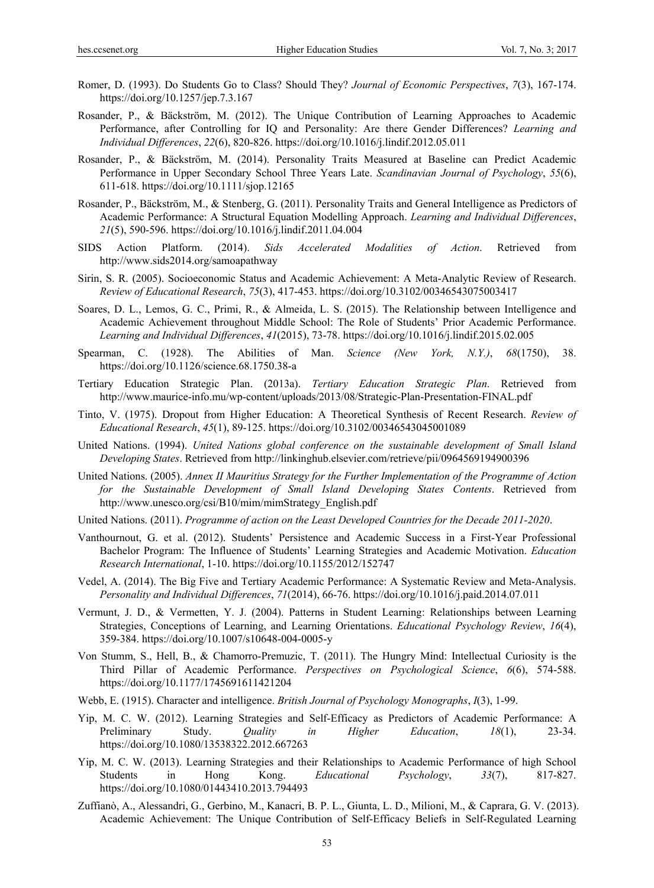Romer, D. (1993). Do Students Go to Class? Should They? *Journal of Economic Perspectives*, *7*(3), 167-174. https://doi.org/10.1257/jep.7.3.167

Rosander, P., & Bäckström, M. (2012). The Unique Contribution of Learning Approaches to Academic Performance, after Controlling for IQ and Personality: Are there Gender Differences? *Learning and Individual Differences*, *22*(6), 820-826. https://doi.org/10.1016/j.lindif.2012.05.011

Rosander, P., & Bäckström, M. (2014). Personality Traits Measured at Baseline can Predict Academic Performance in Upper Secondary School Three Years Late. *Scandinavian Journal of Psychology*, *55*(6), 611-618. https://doi.org/10.1111/sjop.12165

Rosander, P., Bäckström, M., & Stenberg, G. (2011). Personality Traits and General Intelligence as Predictors of Academic Performance: A Structural Equation Modelling Approach. *Learning and Individual Differences*, *21*(5), 590-596. https://doi.org/10.1016/j.lindif.2011.04.004

SIDS Action Platform. (2014). *Sids Accelerated Modalities of Action*. Retrieved from http://www.sids2014.org/samoapathway

Sirin, S. R. (2005). Socioeconomic Status and Academic Achievement: A Meta-Analytic Review of Research. *Review of Educational Research*, *75*(3), 417-453. https://doi.org/10.3102/00346543075003417

Soares, D. L., Lemos, G. C., Primi, R., & Almeida, L. S. (2015). The Relationship between Intelligence and Academic Achievement throughout Middle School: The Role of Students' Prior Academic Performance. *Learning and Individual Differences*, *41*(2015), 73-78. https://doi.org/10.1016/j.lindif.2015.02.005

Spearman, C. (1928). The Abilities of Man. *Science (New York, N.Y.)*, *68*(1750), 38. https://doi.org/10.1126/science.68.1750.38-a

Tertiary Education Strategic Plan. (2013a). *Tertiary Education Strategic Plan*. Retrieved from http://www.maurice-info.mu/wp-content/uploads/2013/08/Strategic-Plan-Presentation-FINAL.pdf

Tinto, V. (1975). Dropout from Higher Education: A Theoretical Synthesis of Recent Research. *Review of Educational Research*, *45*(1), 89-125. https://doi.org/10.3102/00346543045001089

United Nations. (1994). *United Nations global conference on the sustainable development of Small Island Developing States*. Retrieved from http://linkinghub.elsevier.com/retrieve/pii/0964569194900396

United Nations. (2005). *Annex II Mauritius Strategy for the Further Implementation of the Programme of Action for the Sustainable Development of Small Island Developing States Contents*. Retrieved from http://www.unesco.org/csi/B10/mim/mimStrategy_English.pdf

United Nations. (2011). *Programme of action on the Least Developed Countries for the Decade 2011-2020*.

Vanthournout, G. et al. (2012). Students' Persistence and Academic Success in a First-Year Professional Bachelor Program: The Influence of Students' Learning Strategies and Academic Motivation. *Education Research International*, 1-10. https://doi.org/10.1155/2012/152747

Vedel, A. (2014). The Big Five and Tertiary Academic Performance: A Systematic Review and Meta-Analysis. *Personality and Individual Differences*, *71*(2014), 66-76. https://doi.org/10.1016/j.paid.2014.07.011

Vermunt, J. D., & Vermetten, Y. J. (2004). Patterns in Student Learning: Relationships between Learning Strategies, Conceptions of Learning, and Learning Orientations. *Educational Psychology Review*, *16*(4), 359-384. https://doi.org/10.1007/s10648-004-0005-y

Von Stumm, S., Hell, B., & Chamorro-Premuzic, T. (2011). The Hungry Mind: Intellectual Curiosity is the Third Pillar of Academic Performance. *Perspectives on Psychological Science*, *6*(6), 574-588. https://doi.org/10.1177/1745691611421204

Webb, E. (1915). Character and intelligence. *British Journal of Psychology Monographs*, *I*(3), 1-99.

Yip, M. C. W. (2012). Learning Strategies and Self-Efficacy as Predictors of Academic Performance: A Preliminary Study. *Quality in Higher Education*, *18*(1), 23-34. https://doi.org/10.1080/13538322.2012.667263

Yip, M. C. W. (2013). Learning Strategies and their Relationships to Academic Performance of high School Students in Hong Kong. *Educational Psychology*, *33*(7), 817-827. https://doi.org/10.1080/01443410.2013.794493

Zuffianò, A., Alessandri, G., Gerbino, M., Kanacri, B. P. L., Giunta, L. D., Milioni, M., & Caprara, G. V. (2013). Academic Achievement: The Unique Contribution of Self-Efficacy Beliefs in Self-Regulated Learning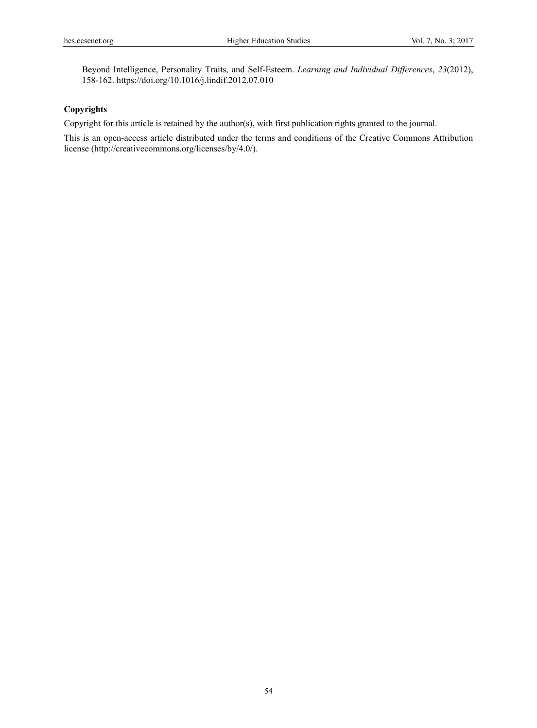Beyond Intelligence, Personality Traits, and Self-Esteem. *Learning and Individual Differences*, *23*(2012), 158-162. https://doi.org/10.1016/j.lindif.2012.07.010

**Copyrights**

Copyright for this article is retained by the author(s), with first publication rights granted to the journal.

This is an open-access article distributed under the terms and conditions of the Creative Commons Attribution license (http://creativecommons.org/licenses/by/4.0/).